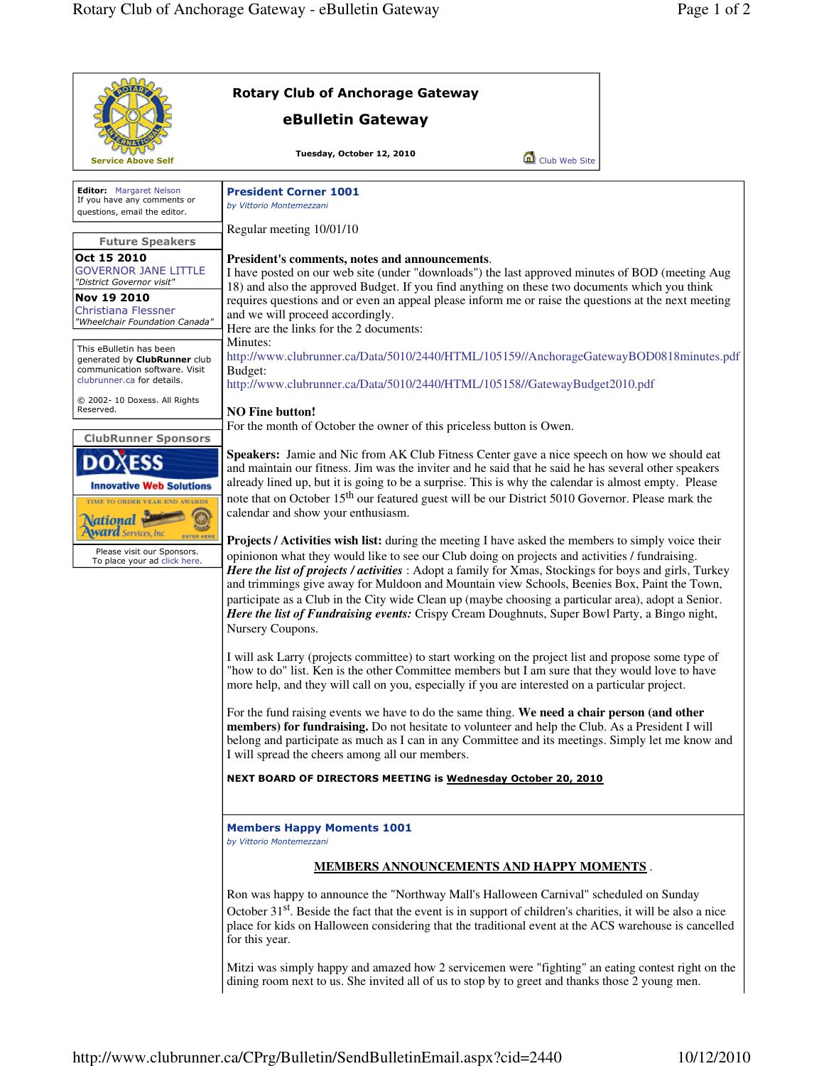# Rotary Club of Anchorage Gateway

## eBulletin Gateway

Service Above Self

**Tuesday, October 12, 2010**

Club Web Site

**Editor:** Margaret Nelson
If you have any comments or questions, email the editor.

### Future Speakers

**Oct 15 2010**
GOVERNOR JANE LITTLE
*"District Governor visit"*

**Nov 19 2010**
Christiana Flessner
*"Wheelchair Foundation Canada"*

This eBulletin has been generated by **ClubRunner** club communication software. Visit clubrunner.ca for details.

© 2002- 10 Doxess. All Rights Reserved.

### ClubRunner Sponsors

DOXESS Innovative Web Solutions

TIME TO ORDER YEAR-END AWARDS — National Award Services, Inc — ENTER HERE

Please visit our Sponsors.
To place your ad click here.

## President Corner 1001

*by Vittorio Montemezzani*

Regular meeting 10/01/10

**President's comments, notes and announcements**.
I have posted on our web site (under "downloads") the last approved minutes of BOD (meeting Aug 18) and also the approved Budget. If you find anything on these two documents which you think requires questions and or even an appeal please inform me or raise the questions at the next meeting and we will proceed accordingly.
Here are the links for the 2 documents:
Minutes:
http://www.clubrunner.ca/Data/5010/2440/HTML/105159//AnchorageGatewayBOD0818minutes.pdf
Budget:
http://www.clubrunner.ca/Data/5010/2440/HTML/105158//GatewayBudget2010.pdf

**NO Fine button!**
For the month of October the owner of this priceless button is Owen.

**Speakers:** Jamie and Nic from AK Club Fitness Center gave a nice speech on how we should eat and maintain our fitness. Jim was the inviter and he said that he said he has several other speakers already lined up, but it is going to be a surprise. This is why the calendar is almost empty. Please note that on October 15th our featured guest will be our District 5010 Governor. Please mark the calendar and show your enthusiasm.

**Projects / Activities wish list:** during the meeting I have asked the members to simply voice their opinionon what they would like to see our Club doing on projects and activities / fundraising.
***Here the list of projects / activities*** : Adopt a family for Xmas, Stockings for boys and girls, Turkey and trimmings give away for Muldoon and Mountain view Schools, Beenies Box, Paint the Town, participate as a Club in the City wide Clean up (maybe choosing a particular area), adopt a Senior.
***Here the list of Fundraising events:*** Crispy Cream Doughnuts, Super Bowl Party, a Bingo night, Nursery Coupons.

I will ask Larry (projects committee) to start working on the project list and propose some type of "how to do" list. Ken is the other Committee members but I am sure that they would love to have more help, and they will call on you, especially if you are interested on a particular project.

For the fund raising events we have to do the same thing. **We need a chair person (and other members) for fundraising.** Do not hesitate to volunteer and help the Club. As a President I will belong and participate as much as I can in any Committee and its meetings. Simply let me know and I will spread the cheers among all our members.

**NEXT BOARD OF DIRECTORS MEETING is Wednesday October 20, 2010**

## Members Happy Moments 1001

*by Vittorio Montemezzani*

**MEMBERS ANNOUNCEMENTS AND HAPPY MOMENTS** .

Ron was happy to announce the "Northway Mall's Halloween Carnival" scheduled on Sunday October 31st. Beside the fact that the event is in support of children's charities, it will be also a nice place for kids on Halloween considering that the traditional event at the ACS warehouse is cancelled for this year.

Mitzi was simply happy and amazed how 2 servicemen were "fighting" an eating contest right on the dining room next to us. She invited all of us to stop by to greet and thanks those 2 young men.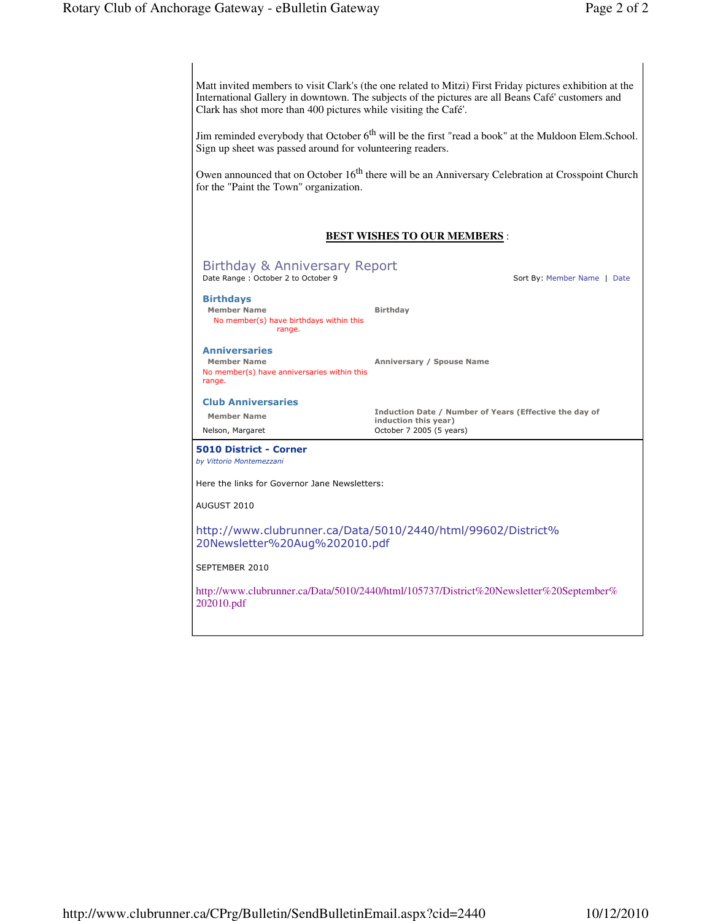Matt invited members to visit Clark's (the one related to Mitzi) First Friday pictures exhibition at the International Gallery in downtown. The subjects of the pictures are all Beans Café' customers and Clark has shot more than 400 pictures while visiting the Café'.

Jim reminded everybody that October 6th will be the first "read a book" at the Muldoon Elem.School. Sign up sheet was passed around for volunteering readers.

Owen announced that on October 16th there will be an Anniversary Celebration at Crosspoint Church for the "Paint the Town" organization.

**BEST WISHES TO OUR MEMBERS** :

## Birthday & Anniversary Report

Date Range : October 2 to October 9

Sort By: Member Name | Date

### Birthdays

| Member Name | Birthday |
|---|---|
| No member(s) have birthdays within this range. | |

### Anniversaries

| Member Name | Anniversary / Spouse Name |
|---|---|
| No member(s) have anniversaries within this range. | |

### Club Anniversaries

| Member Name | Induction Date / Number of Years (Effective the day of induction this year) |
|---|---|
| Nelson, Margaret | October 7 2005 (5 years) |

## 5010 District - Corner

*by Vittorio Montemezzani*

Here the links for Governor Jane Newsletters:

AUGUST 2010

http://www.clubrunner.ca/Data/5010/2440/html/99602/District%20Newsletter%20Aug%202010.pdf

SEPTEMBER 2010

http://www.clubrunner.ca/Data/5010/2440/html/105737/District%20Newsletter%20September%202010.pdf